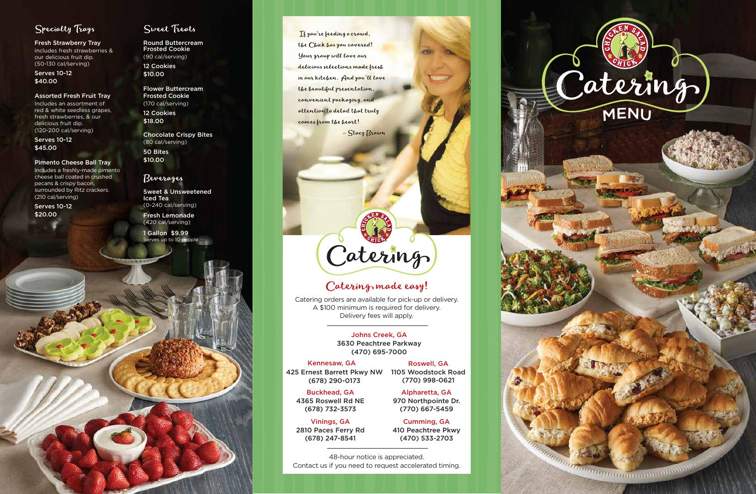## Specialty Trays

**Fresh Strawberry Tray**
Includes fresh strawberries & our delicious fruit dip.
(50-130 cal/serving)

Serves 10-12
$40.00

**Assorted Fresh Fruit Tray**
Includes an assortment of red & white seedless grapes, fresh strawberries, & our delicious fruit dip.
(120-200 cal/serving)

Serves 10-12
$45.00

**Pimento Cheese Ball Tray**
Includes a freshly-made pimento cheese ball coated in crushed pecans & crispy bacon, surrounded by Ritz crackers.
(210 cal/serving)

Serves 10-12
$20.00

## Sweet Treats

**Round Buttercream Frosted Cookie**
(90 cal/serving)

12 Cookies
$10.00

**Flower Buttercream Frosted Cookie**
(170 cal/serving)

12 Cookies
$18.00

**Chocolate Crispy Bites**
(80 cal/serving)

50 Bites
$10.00

## Beverages

**Sweet & Unsweetened Iced Tea**
(0-240 cal/serving)

**Fresh Lemonade**
(420 cal/serving)

1 Gallon $9.99
Serves up to 10 people

*If you're feeding a crowd, the Chick has you covered! Your group will love our delicious selections made fresh in our kitchen. And you'll love the beautiful presentation, convenient packaging, and attention to detail that truly comes from the heart!*

*– Stacy Brown*

Chicken Salad Chick

# Catering

## Catering made easy!

Catering orders are available for pick-up or delivery.
A $100 minimum is required for delivery.
Delivery fees will apply.

**Johns Creek, GA**
3630 Peachtree Parkway
(470) 695-7000

**Kennesaw, GA**
425 Ernest Barrett Pkwy NW
(678) 290-0173

**Roswell, GA**
1105 Woodstock Road
(770) 998-0621

**Buckhead, GA**
4365 Roswell Rd NE
(678) 732-3573

**Alpharetta, GA**
970 Northpointe Dr.
(770) 667-5459

**Vinings, GA**
2810 Paces Ferry Rd
(678) 247-8541

**Cumming, GA**
410 Peachtree Pkwy
(470) 533-2703

48-hour notice is appreciated.
Contact us if you need to request accelerated timing.

Chicken Salad Chick

# Catering MENU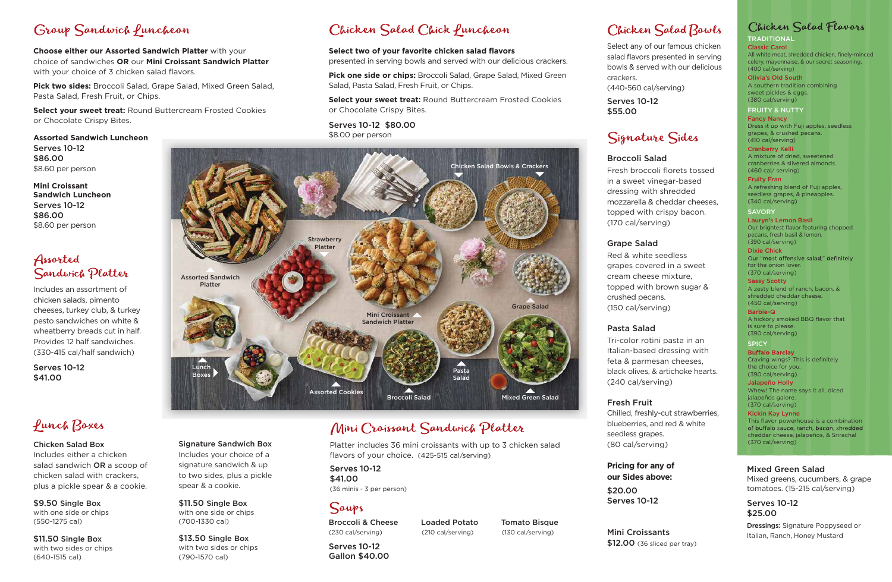## Group Sandwich Luncheon

**Choose either our Assorted Sandwich Platter** with your choice of sandwiches **OR** our **Mini Croissant Sandwich Platter** with your choice of 3 chicken salad flavors.

**Pick two sides:** Broccoli Salad, Grape Salad, Mixed Green Salad, Pasta Salad, Fresh Fruit, or Chips.

**Select your sweet treat:** Round Buttercream Frosted Cookies or Chocolate Crispy Bites.

**Assorted Sandwich Luncheon**
Serves 10-12
$86.00
$8.60 per person

**Mini Croissant Sandwich Luncheon**
Serves 10-12
$86.00
$8.60 per person

## Assorted Sandwich Platter

Includes an assortment of chicken salads, pimento cheeses, turkey club, & turkey pesto sandwiches on white & wheatberry breads cut in half. Provides 12 half sandwiches. (330-415 cal/half sandwich)

Serves 10-12
$41.00

## Lunch Boxes

**Chicken Salad Box**
Includes either a chicken salad sandwich **OR** a scoop of chicken salad with crackers, plus a pickle spear & a cookie.

$9.50 Single Box
with one side or chips
(550-1275 cal)

$11.50 Single Box
with two sides or chips
(640-1515 cal)

**Signature Sandwich Box**
Includes your choice of a signature sandwich & up to two sides, plus a pickle spear & a cookie.

$11.50 Single Box
with one side or chips
(700-1330 cal)

$13.50 Single Box
with two sides or chips
(790-1570 cal)

## Chicken Salad Chick Luncheon

**Select two of your favorite chicken salad flavors** presented in serving bowls and served with our delicious crackers.

**Pick one side or chips:** Broccoli Salad, Grape Salad, Mixed Green Salad, Pasta Salad, Fresh Fruit, or Chips.

**Select your sweet treat:** Round Buttercream Frosted Cookies or Chocolate Crispy Bites.

Serves 10-12 $80.00
$8.00 per person

Chicken Salad Bowls & Crackers
Strawberry Platter
Assorted Sandwich Platter
Mini Croissant Sandwich Platter
Grape Salad
Lunch Boxes
Pasta Salad
Assorted Cookies
Broccoli Salad
Mixed Green Salad

## Mini Croissant Sandwich Platter

Platter includes 36 mini croissants with up to 3 chicken salad flavors of your choice. (425-515 cal/serving)

Serves 10-12
$41.00
(36 minis - 3 per person)

## Soups

**Broccoli & Cheese**
(230 cal/serving)

**Loaded Potato**
(210 cal/serving)

**Tomato Bisque**
(130 cal/serving)

Serves 10-12
Gallon $40.00

## Chicken Salad Bowls

Select any of our famous chicken salad flavors presented in serving bowls & served with our delicious crackers.
(440-560 cal/serving)

Serves 10-12
$55.00

## Signature Sides

**Broccoli Salad**
Fresh broccoli florets tossed in a sweet vinegar-based dressing with shredded mozzarella & cheddar cheeses, topped with crispy bacon.
(170 cal/serving)

**Grape Salad**
Red & white seedless grapes covered in a sweet cream cheese mixture, topped with brown sugar & crushed pecans.
(150 cal/serving)

**Pasta Salad**
Tri-color rotini pasta in an Italian-based dressing with feta & parmesan cheeses, black olives, & artichoke hearts.
(240 cal/serving)

**Fresh Fruit**
Chilled, freshly-cut strawberries, blueberries, and red & white seedless grapes.
(80 cal/serving)

**Pricing for any of our Sides above:**
$20.00
Serves 10-12

**Mini Croissants**
$12.00 (36 sliced per tray)

## Chicken Salad Flavors

### TRADITIONAL

**Classic Carol**
All white meat, shredded chicken, finely-minced celery, mayonnaise, & our secret seasoning.
(400 cal/serving)

**Olivia's Old South**
A southern tradition combining sweet pickles & eggs.
(380 cal/serving)

### FRUITY & NUTTY

**Fancy Nancy**
Dress it up with Fuji apples, seedless grapes, & crushed pecans.
(410 cal/serving)

**Cranberry Kelli**
A mixture of dried, sweetened cranberries & slivered almonds.
(460 cal/ serving)

**Fruity Fran**
A refreshing blend of Fuji apples, seedless grapes, & pineapples.
(340 cal/serving)

### SAVORY

**Lauryn's Lemon Basil**
Our brightest flavor featuring chopped pecans, fresh basil & lemon.
(390 cal/serving)

**Dixie Chick**
Our "most offensive salad," definitely for the onion lover.
(370 cal/serving)

**Sassy Scotty**
A zesty blend of ranch, bacon, & shredded cheddar cheese.
(450 cal/serving)

**Barbie-Q**
A hickory smoked BBQ flavor that is sure to please.
(390 cal/serving)

### SPICY

**Buffalo Barclay**
Craving wings? This is definitely the choice for you.
(390 cal/serving)

**Jalapeño Holly**
Whew! The name says it all, diced jalapeños galore.
(370 cal/serving)

**Kickin Kay Lynne**
This flavor powerhouse is a combination of buffalo sauce, ranch, bacon, shredded cheddar cheese, jalapeños, & Sriracha!
(370 cal/serving)

**Mixed Green Salad**
Mixed greens, cucumbers, & grape tomatoes. (15-215 cal/serving)

Serves 10-12
$25.00

**Dressings:** Signature Poppyseed or Italian, Ranch, Honey Mustard